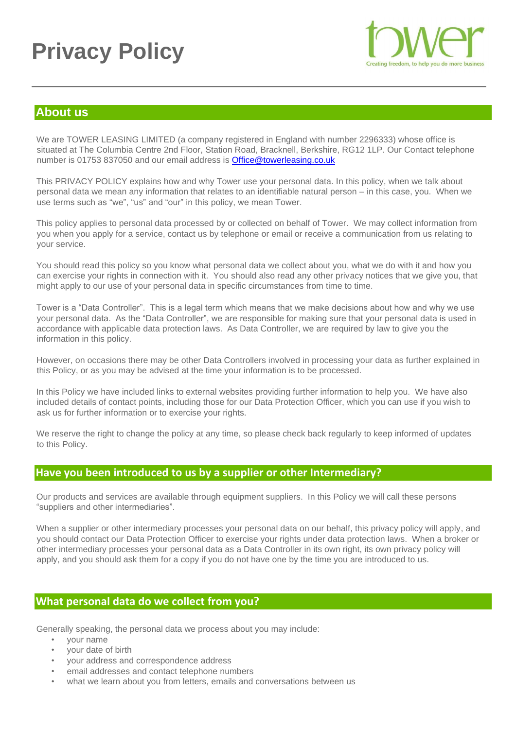# Privacy Policy

## About us

We are TOWER LEASING LIMITED (a company registered in England with number 2296333) whose office is situated at The Columbia Centre 2nd Floor, Station Road, Bracknell, Berkshire, RG12 1LP. Our Contact telephone number is 01753 837050 and our email address is Office@towerleasing.co.uk

This PRIVACY POLICY explains how and why Tower use your personal data. In this policy, when we talk about personal data we mean any information that relates to an identifiable natural person – in this case, you. When we use terms such as "we", "us" and "our" in this policy, we mean Tower.

This policy applies to personal data processed by or collected on behalf of Tower. We may collect information from you when you apply for a service, contact us by telephone or email or receive a communication from us relating to your service.

You should read this policy so you know what personal data we collect about you, what we do with it and how you can exercise your rights in connection with it. You should also read any other privacy notices that we give you, that might apply to our use of your personal data in specific circumstances from time to time.

Tower is a "Data Controller". This is a legal term which means that we make decisions about how and why we use your personal data. As the "Data Controller", we are responsible for making sure that your personal data is used in accordance with applicable data protection laws. As Data Controller, we are required by law to give you the information in this policy.

However, on occasions there may be other Data Controllers involved in processing your data as further explained in this Policy, or as you may be advised at the time your information is to be processed.

In this Policy we have included links to external websites providing further information to help you. We have also included details of contact points, including those for our Data Protection Officer, which you can use if you wish to ask us for further information or to exercise your rights.

We reserve the right to change the policy at any time, so please check back regularly to keep informed of updates to this Policy.

## Have you been introduced to us by a supplier or other Intermediary?

Our products and services are available through equipment suppliers. In this Policy we will call these persons "suppliers and other intermediaries".

When a supplier or other intermediary processes your personal data on our behalf, this privacy policy will apply, and you should contact our Data Protection Officer to exercise your rights under data protection laws. When a broker or other intermediary processes your personal data as a Data Controller in its own right, its own privacy policy will apply, and you should ask them for a copy if you do not have one by the time you are introduced to us.

## What personal data do we collect from you?

Generally speaking, the personal data we process about you may include:

- your name
- your date of birth
- your address and correspondence address
- email addresses and contact telephone numbers
- what we learn about you from letters, emails and conversations between us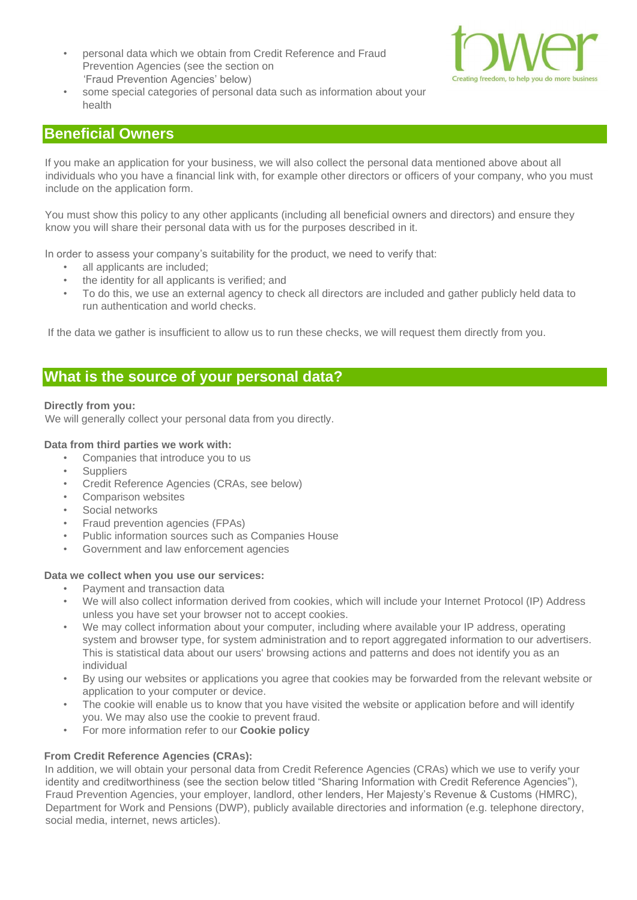- personal data which we obtain from Credit Reference and Fraud Prevention Agencies (see the section on 'Fraud Prevention Agencies' below)
- some special categories of personal data such as information about your health

## Beneficial Owners

If you make an application for your business, we will also collect the personal data mentioned above about all individuals who you have a financial link with, for example other directors or officers of your company, who you must include on the application form.

You must show this policy to any other applicants (including all beneficial owners and directors) and ensure they know you will share their personal data with us for the purposes described in it.

In order to assess your company's suitability for the product, we need to verify that:

- all applicants are included;
- the identity for all applicants is verified; and
- To do this, we use an external agency to check all directors are included and gather publicly held data to run authentication and world checks.

If the data we gather is insufficient to allow us to run these checks, we will request them directly from you.

## What is the source of your personal data?

**Directly from you:**
We will generally collect your personal data from you directly.

**Data from third parties we work with:**

- Companies that introduce you to us
- Suppliers
- Credit Reference Agencies (CRAs, see below)
- Comparison websites
- Social networks
- Fraud prevention agencies (FPAs)
- Public information sources such as Companies House
- Government and law enforcement agencies

**Data we collect when you use our services:**

- Payment and transaction data
- We will also collect information derived from cookies, which will include your Internet Protocol (IP) Address unless you have set your browser not to accept cookies.
- We may collect information about your computer, including where available your IP address, operating system and browser type, for system administration and to report aggregated information to our advertisers. This is statistical data about our users' browsing actions and patterns and does not identify you as an individual
- By using our websites or applications you agree that cookies may be forwarded from the relevant website or application to your computer or device.
- The cookie will enable us to know that you have visited the website or application before and will identify you. We may also use the cookie to prevent fraud.
- For more information refer to our **Cookie policy**

**From Credit Reference Agencies (CRAs):**
In addition, we will obtain your personal data from Credit Reference Agencies (CRAs) which we use to verify your identity and creditworthiness (see the section below titled "Sharing Information with Credit Reference Agencies"), Fraud Prevention Agencies, your employer, landlord, other lenders, Her Majesty's Revenue & Customs (HMRC), Department for Work and Pensions (DWP), publicly available directories and information (e.g. telephone directory, social media, internet, news articles).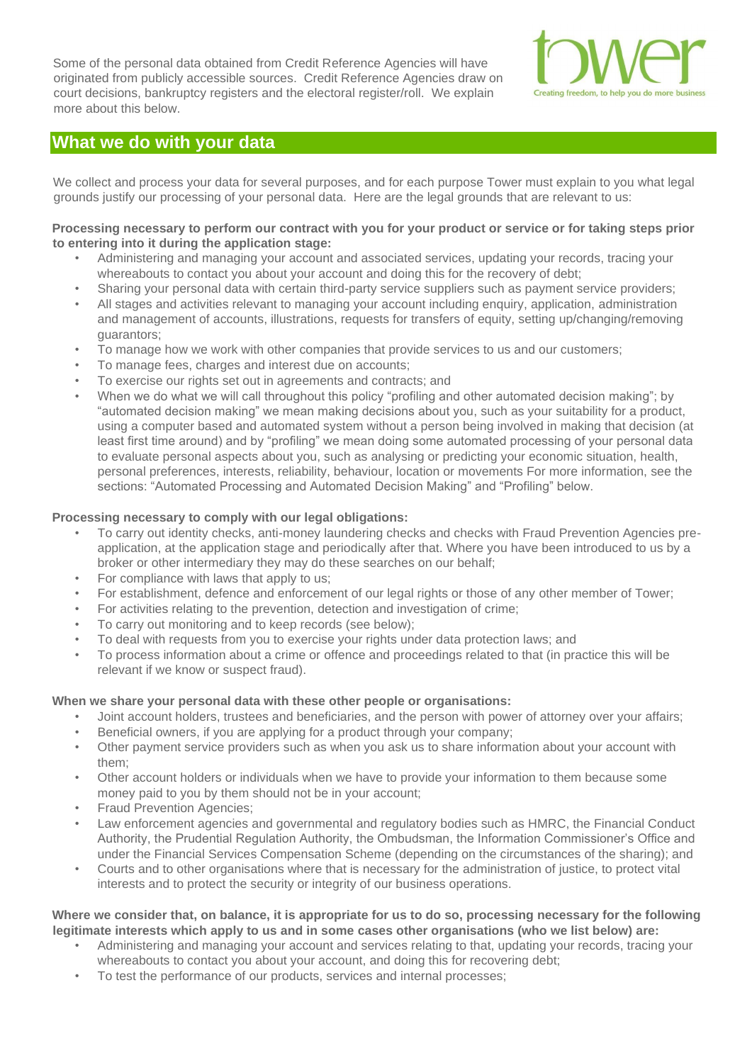Some of the personal data obtained from Credit Reference Agencies will have originated from publicly accessible sources. Credit Reference Agencies draw on court decisions, bankruptcy registers and the electoral register/roll. We explain more about this below.

## What we do with your data

We collect and process your data for several purposes, and for each purpose Tower must explain to you what legal grounds justify our processing of your personal data. Here are the legal grounds that are relevant to us:

**Processing necessary to perform our contract with you for your product or service or for taking steps prior to entering into it during the application stage:**

- Administering and managing your account and associated services, updating your records, tracing your whereabouts to contact you about your account and doing this for the recovery of debt;
- Sharing your personal data with certain third-party service suppliers such as payment service providers;
- All stages and activities relevant to managing your account including enquiry, application, administration and management of accounts, illustrations, requests for transfers of equity, setting up/changing/removing guarantors;
- To manage how we work with other companies that provide services to us and our customers;
- To manage fees, charges and interest due on accounts;
- To exercise our rights set out in agreements and contracts; and
- When we do what we will call throughout this policy "profiling and other automated decision making"; by "automated decision making" we mean making decisions about you, such as your suitability for a product, using a computer based and automated system without a person being involved in making that decision (at least first time around) and by "profiling" we mean doing some automated processing of your personal data to evaluate personal aspects about you, such as analysing or predicting your economic situation, health, personal preferences, interests, reliability, behaviour, location or movements For more information, see the sections: "Automated Processing and Automated Decision Making" and "Profiling" below.

**Processing necessary to comply with our legal obligations:**

- To carry out identity checks, anti-money laundering checks and checks with Fraud Prevention Agencies pre-application, at the application stage and periodically after that. Where you have been introduced to us by a broker or other intermediary they may do these searches on our behalf;
- For compliance with laws that apply to us;
- For establishment, defence and enforcement of our legal rights or those of any other member of Tower;
- For activities relating to the prevention, detection and investigation of crime;
- To carry out monitoring and to keep records (see below);
- To deal with requests from you to exercise your rights under data protection laws; and
- To process information about a crime or offence and proceedings related to that (in practice this will be relevant if we know or suspect fraud).

**When we share your personal data with these other people or organisations:**

- Joint account holders, trustees and beneficiaries, and the person with power of attorney over your affairs;
- Beneficial owners, if you are applying for a product through your company;
- Other payment service providers such as when you ask us to share information about your account with them;
- Other account holders or individuals when we have to provide your information to them because some money paid to you by them should not be in your account;
- Fraud Prevention Agencies;
- Law enforcement agencies and governmental and regulatory bodies such as HMRC, the Financial Conduct Authority, the Prudential Regulation Authority, the Ombudsman, the Information Commissioner's Office and under the Financial Services Compensation Scheme (depending on the circumstances of the sharing); and
- Courts and to other organisations where that is necessary for the administration of justice, to protect vital interests and to protect the security or integrity of our business operations.

**Where we consider that, on balance, it is appropriate for us to do so, processing necessary for the following legitimate interests which apply to us and in some cases other organisations (who we list below) are:**

- Administering and managing your account and services relating to that, updating your records, tracing your whereabouts to contact you about your account, and doing this for recovering debt;
- To test the performance of our products, services and internal processes;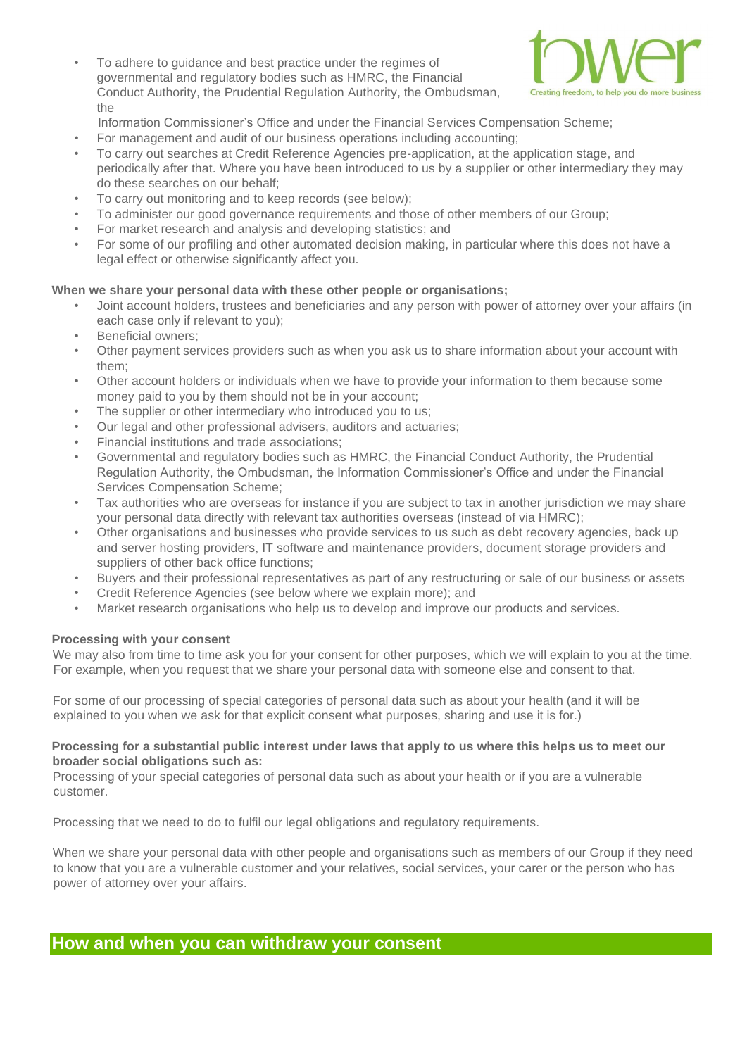- To adhere to guidance and best practice under the regimes of governmental and regulatory bodies such as HMRC, the Financial Conduct Authority, the Prudential Regulation Authority, the Ombudsman, the Information Commissioner's Office and under the Financial Services Compensation Scheme;
- For management and audit of our business operations including accounting;
- To carry out searches at Credit Reference Agencies pre-application, at the application stage, and periodically after that. Where you have been introduced to us by a supplier or other intermediary they may do these searches on our behalf;
- To carry out monitoring and to keep records (see below);
- To administer our good governance requirements and those of other members of our Group;
- For market research and analysis and developing statistics; and
- For some of our profiling and other automated decision making, in particular where this does not have a legal effect or otherwise significantly affect you.

**When we share your personal data with these other people or organisations;**

- Joint account holders, trustees and beneficiaries and any person with power of attorney over your affairs (in each case only if relevant to you);
- Beneficial owners;
- Other payment services providers such as when you ask us to share information about your account with them;
- Other account holders or individuals when we have to provide your information to them because some money paid to you by them should not be in your account;
- The supplier or other intermediary who introduced you to us;
- Our legal and other professional advisers, auditors and actuaries;
- Financial institutions and trade associations;
- Governmental and regulatory bodies such as HMRC, the Financial Conduct Authority, the Prudential Regulation Authority, the Ombudsman, the Information Commissioner's Office and under the Financial Services Compensation Scheme;
- Tax authorities who are overseas for instance if you are subject to tax in another jurisdiction we may share your personal data directly with relevant tax authorities overseas (instead of via HMRC);
- Other organisations and businesses who provide services to us such as debt recovery agencies, back up and server hosting providers, IT software and maintenance providers, document storage providers and suppliers of other back office functions;
- Buyers and their professional representatives as part of any restructuring or sale of our business or assets
- Credit Reference Agencies (see below where we explain more); and
- Market research organisations who help us to develop and improve our products and services.

**Processing with your consent**

We may also from time to time ask you for your consent for other purposes, which we will explain to you at the time. For example, when you request that we share your personal data with someone else and consent to that.

For some of our processing of special categories of personal data such as about your health (and it will be explained to you when we ask for that explicit consent what purposes, sharing and use it is for.)

**Processing for a substantial public interest under laws that apply to us where this helps us to meet our broader social obligations such as:**

Processing of your special categories of personal data such as about your health or if you are a vulnerable customer.

Processing that we need to do to fulfil our legal obligations and regulatory requirements.

When we share your personal data with other people and organisations such as members of our Group if they need to know that you are a vulnerable customer and your relatives, social services, your carer or the person who has power of attorney over your affairs.

## How and when you can withdraw your consent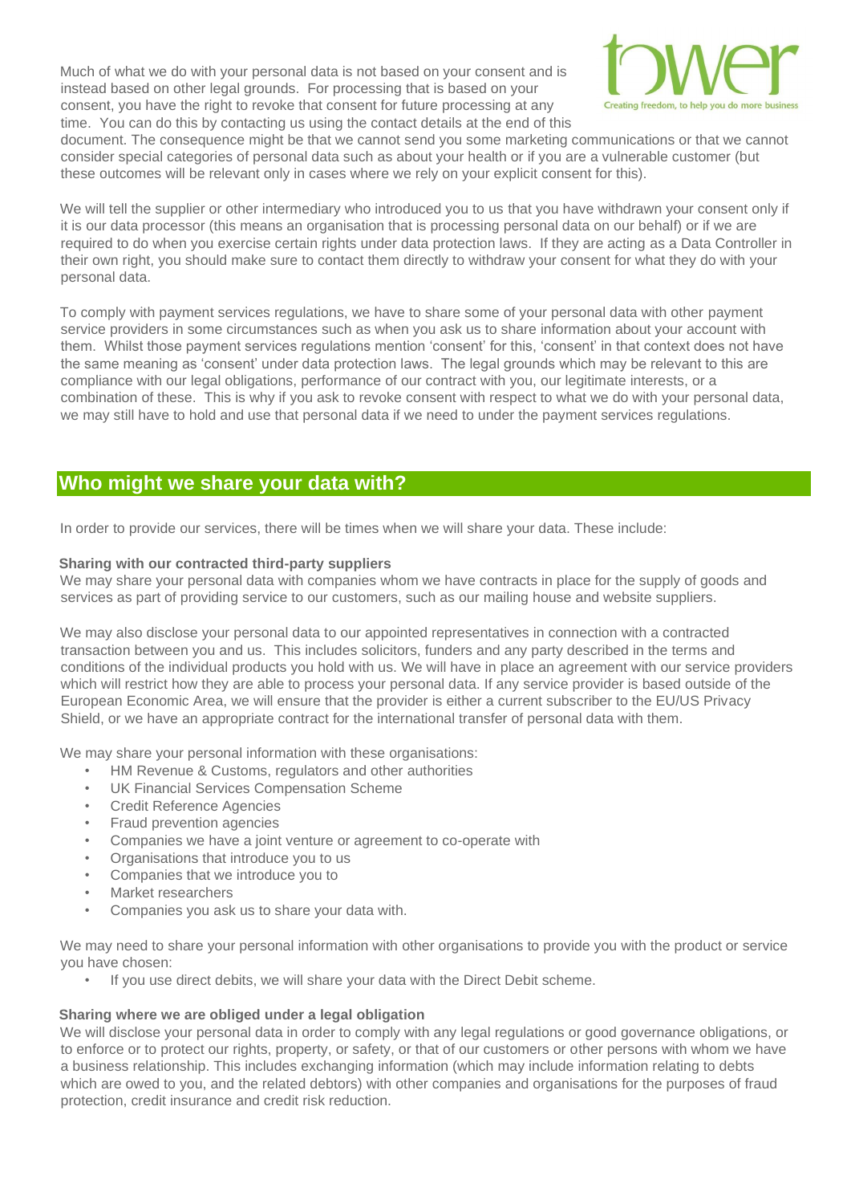Much of what we do with your personal data is not based on your consent and is instead based on other legal grounds. For processing that is based on your consent, you have the right to revoke that consent for future processing at any time. You can do this by contacting us using the contact details at the end of this document. The consequence might be that we cannot send you some marketing communications or that we cannot consider special categories of personal data such as about your health or if you are a vulnerable customer (but these outcomes will be relevant only in cases where we rely on your explicit consent for this).

We will tell the supplier or other intermediary who introduced you to us that you have withdrawn your consent only if it is our data processor (this means an organisation that is processing personal data on our behalf) or if we are required to do when you exercise certain rights under data protection laws. If they are acting as a Data Controller in their own right, you should make sure to contact them directly to withdraw your consent for what they do with your personal data.

To comply with payment services regulations, we have to share some of your personal data with other payment service providers in some circumstances such as when you ask us to share information about your account with them. Whilst those payment services regulations mention 'consent' for this, 'consent' in that context does not have the same meaning as 'consent' under data protection laws. The legal grounds which may be relevant to this are compliance with our legal obligations, performance of our contract with you, our legitimate interests, or a combination of these. This is why if you ask to revoke consent with respect to what we do with your personal data, we may still have to hold and use that personal data if we need to under the payment services regulations.

## Who might we share your data with?

In order to provide our services, there will be times when we will share your data. These include:

**Sharing with our contracted third-party suppliers**

We may share your personal data with companies whom we have contracts in place for the supply of goods and services as part of providing service to our customers, such as our mailing house and website suppliers.

We may also disclose your personal data to our appointed representatives in connection with a contracted transaction between you and us. This includes solicitors, funders and any party described in the terms and conditions of the individual products you hold with us. We will have in place an agreement with our service providers which will restrict how they are able to process your personal data. If any service provider is based outside of the European Economic Area, we will ensure that the provider is either a current subscriber to the EU/US Privacy Shield, or we have an appropriate contract for the international transfer of personal data with them.

We may share your personal information with these organisations:

- HM Revenue & Customs, regulators and other authorities
- UK Financial Services Compensation Scheme
- Credit Reference Agencies
- Fraud prevention agencies
- Companies we have a joint venture or agreement to co-operate with
- Organisations that introduce you to us
- Companies that we introduce you to
- Market researchers
- Companies you ask us to share your data with.

We may need to share your personal information with other organisations to provide you with the product or service you have chosen:

- If you use direct debits, we will share your data with the Direct Debit scheme.

**Sharing where we are obliged under a legal obligation**

We will disclose your personal data in order to comply with any legal regulations or good governance obligations, or to enforce or to protect our rights, property, or safety, or that of our customers or other persons with whom we have a business relationship. This includes exchanging information (which may include information relating to debts which are owed to you, and the related debtors) with other companies and organisations for the purposes of fraud protection, credit insurance and credit risk reduction.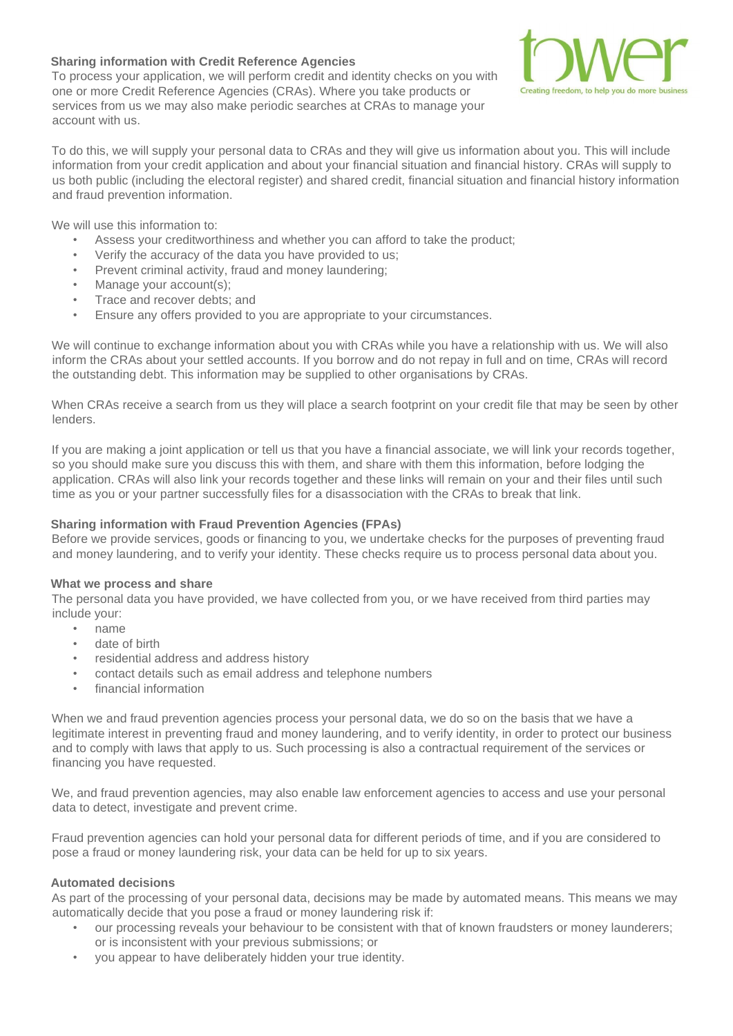### Sharing information with Credit Reference Agencies

To process your application, we will perform credit and identity checks on you with one or more Credit Reference Agencies (CRAs). Where you take products or services from us we may also make periodic searches at CRAs to manage your account with us.

To do this, we will supply your personal data to CRAs and they will give us information about you. This will include information from your credit application and about your financial situation and financial history. CRAs will supply to us both public (including the electoral register) and shared credit, financial situation and financial history information and fraud prevention information.

We will use this information to:

- Assess your creditworthiness and whether you can afford to take the product;
- Verify the accuracy of the data you have provided to us;
- Prevent criminal activity, fraud and money laundering;
- Manage your account(s);
- Trace and recover debts; and
- Ensure any offers provided to you are appropriate to your circumstances.

We will continue to exchange information about you with CRAs while you have a relationship with us. We will also inform the CRAs about your settled accounts. If you borrow and do not repay in full and on time, CRAs will record the outstanding debt. This information may be supplied to other organisations by CRAs.

When CRAs receive a search from us they will place a search footprint on your credit file that may be seen by other lenders.

If you are making a joint application or tell us that you have a financial associate, we will link your records together, so you should make sure you discuss this with them, and share with them this information, before lodging the application. CRAs will also link your records together and these links will remain on your and their files until such time as you or your partner successfully files for a disassociation with the CRAs to break that link.

### Sharing information with Fraud Prevention Agencies (FPAs)

Before we provide services, goods or financing to you, we undertake checks for the purposes of preventing fraud and money laundering, and to verify your identity. These checks require us to process personal data about you.

### What we process and share

The personal data you have provided, we have collected from you, or we have received from third parties may include your:

- name
- date of birth
- residential address and address history
- contact details such as email address and telephone numbers
- financial information

When we and fraud prevention agencies process your personal data, we do so on the basis that we have a legitimate interest in preventing fraud and money laundering, and to verify identity, in order to protect our business and to comply with laws that apply to us. Such processing is also a contractual requirement of the services or financing you have requested.

We, and fraud prevention agencies, may also enable law enforcement agencies to access and use your personal data to detect, investigate and prevent crime.

Fraud prevention agencies can hold your personal data for different periods of time, and if you are considered to pose a fraud or money laundering risk, your data can be held for up to six years.

### Automated decisions

As part of the processing of your personal data, decisions may be made by automated means. This means we may automatically decide that you pose a fraud or money laundering risk if:

- our processing reveals your behaviour to be consistent with that of known fraudsters or money launderers; or is inconsistent with your previous submissions; or
- you appear to have deliberately hidden your true identity.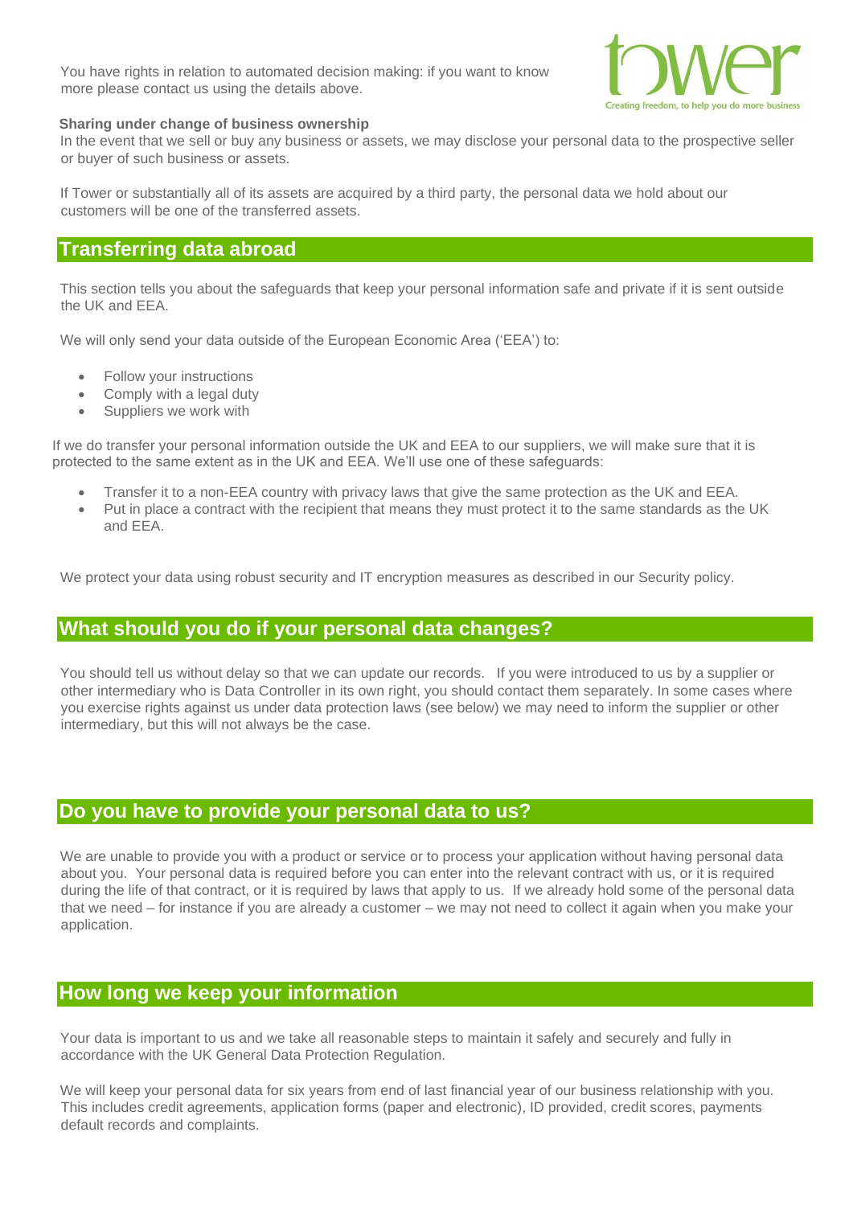You have rights in relation to automated decision making: if you want to know more please contact us using the details above.

**Sharing under change of business ownership**

In the event that we sell or buy any business or assets, we may disclose your personal data to the prospective seller or buyer of such business or assets.

If Tower or substantially all of its assets are acquired by a third party, the personal data we hold about our customers will be one of the transferred assets.

## Transferring data abroad

This section tells you about the safeguards that keep your personal information safe and private if it is sent outside the UK and EEA.

We will only send your data outside of the European Economic Area ('EEA') to:

- Follow your instructions
- Comply with a legal duty
- Suppliers we work with

If we do transfer your personal information outside the UK and EEA to our suppliers, we will make sure that it is protected to the same extent as in the UK and EEA. We'll use one of these safeguards:

- Transfer it to a non-EEA country with privacy laws that give the same protection as the UK and EEA.
- Put in place a contract with the recipient that means they must protect it to the same standards as the UK and EEA.

We protect your data using robust security and IT encryption measures as described in our Security policy.

## What should you do if your personal data changes?

You should tell us without delay so that we can update our records. If you were introduced to us by a supplier or other intermediary who is Data Controller in its own right, you should contact them separately. In some cases where you exercise rights against us under data protection laws (see below) we may need to inform the supplier or other intermediary, but this will not always be the case.

## Do you have to provide your personal data to us?

We are unable to provide you with a product or service or to process your application without having personal data about you. Your personal data is required before you can enter into the relevant contract with us, or it is required during the life of that contract, or it is required by laws that apply to us. If we already hold some of the personal data that we need – for instance if you are already a customer – we may not need to collect it again when you make your application.

## How long we keep your information

Your data is important to us and we take all reasonable steps to maintain it safely and securely and fully in accordance with the UK General Data Protection Regulation.

We will keep your personal data for six years from end of last financial year of our business relationship with you. This includes credit agreements, application forms (paper and electronic), ID provided, credit scores, payments default records and complaints.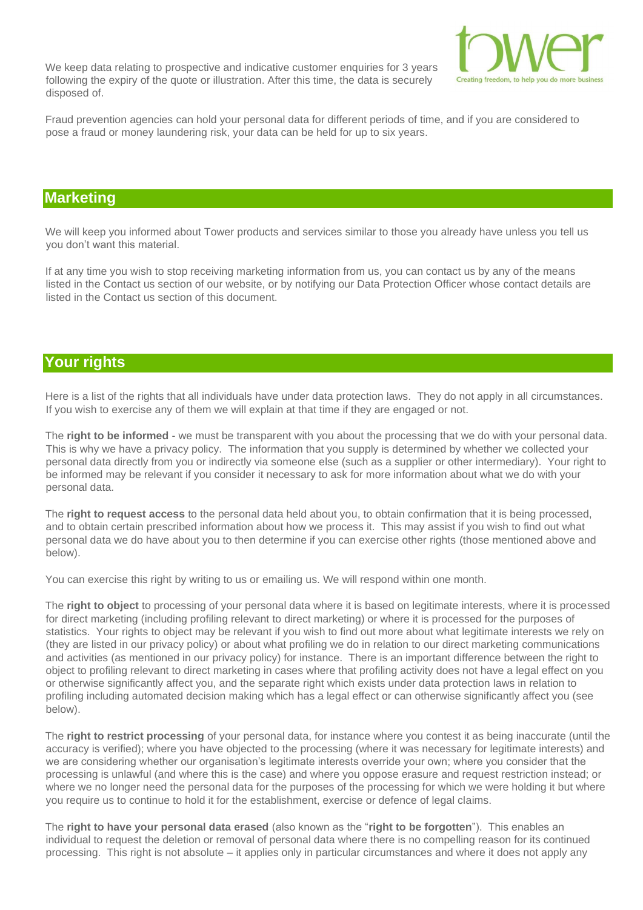We keep data relating to prospective and indicative customer enquiries for 3 years following the expiry of the quote or illustration. After this time, the data is securely disposed of.

Fraud prevention agencies can hold your personal data for different periods of time, and if you are considered to pose a fraud or money laundering risk, your data can be held for up to six years.

## Marketing

We will keep you informed about Tower products and services similar to those you already have unless you tell us you don't want this material.

If at any time you wish to stop receiving marketing information from us, you can contact us by any of the means listed in the Contact us section of our website, or by notifying our Data Protection Officer whose contact details are listed in the Contact us section of this document.

## Your rights

Here is a list of the rights that all individuals have under data protection laws. They do not apply in all circumstances. If you wish to exercise any of them we will explain at that time if they are engaged or not.

The **right to be informed** - we must be transparent with you about the processing that we do with your personal data. This is why we have a privacy policy. The information that you supply is determined by whether we collected your personal data directly from you or indirectly via someone else (such as a supplier or other intermediary). Your right to be informed may be relevant if you consider it necessary to ask for more information about what we do with your personal data.

The **right to request access** to the personal data held about you, to obtain confirmation that it is being processed, and to obtain certain prescribed information about how we process it. This may assist if you wish to find out what personal data we do have about you to then determine if you can exercise other rights (those mentioned above and below).

You can exercise this right by writing to us or emailing us. We will respond within one month.

The **right to object** to processing of your personal data where it is based on legitimate interests, where it is processed for direct marketing (including profiling relevant to direct marketing) or where it is processed for the purposes of statistics. Your rights to object may be relevant if you wish to find out more about what legitimate interests we rely on (they are listed in our privacy policy) or about what profiling we do in relation to our direct marketing communications and activities (as mentioned in our privacy policy) for instance. There is an important difference between the right to object to profiling relevant to direct marketing in cases where that profiling activity does not have a legal effect on you or otherwise significantly affect you, and the separate right which exists under data protection laws in relation to profiling including automated decision making which has a legal effect or can otherwise significantly affect you (see below).

The **right to restrict processing** of your personal data, for instance where you contest it as being inaccurate (until the accuracy is verified); where you have objected to the processing (where it was necessary for legitimate interests) and we are considering whether our organisation's legitimate interests override your own; where you consider that the processing is unlawful (and where this is the case) and where you oppose erasure and request restriction instead; or where we no longer need the personal data for the purposes of the processing for which we were holding it but where you require us to continue to hold it for the establishment, exercise or defence of legal claims.

The **right to have your personal data erased** (also known as the "**right to be forgotten**"). This enables an individual to request the deletion or removal of personal data where there is no compelling reason for its continued processing. This right is not absolute – it applies only in particular circumstances and where it does not apply any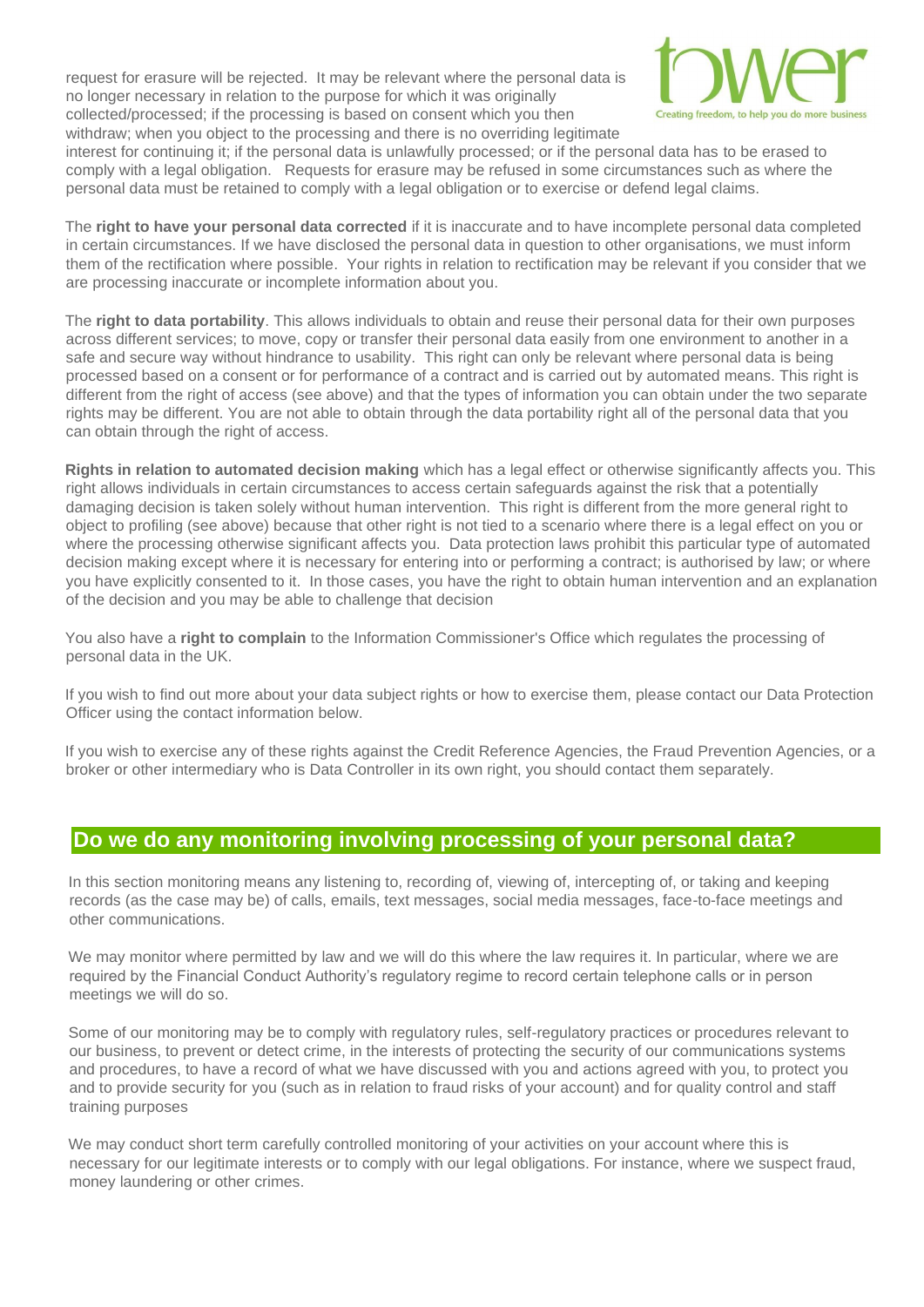request for erasure will be rejected. It may be relevant where the personal data is no longer necessary in relation to the purpose for which it was originally collected/processed; if the processing is based on consent which you then withdraw; when you object to the processing and there is no overriding legitimate interest for continuing it; if the personal data is unlawfully processed; or if the personal data has to be erased to comply with a legal obligation. Requests for erasure may be refused in some circumstances such as where the personal data must be retained to comply with a legal obligation or to exercise or defend legal claims.

The **right to have your personal data corrected** if it is inaccurate and to have incomplete personal data completed in certain circumstances. If we have disclosed the personal data in question to other organisations, we must inform them of the rectification where possible. Your rights in relation to rectification may be relevant if you consider that we are processing inaccurate or incomplete information about you.

The **right to data portability**. This allows individuals to obtain and reuse their personal data for their own purposes across different services; to move, copy or transfer their personal data easily from one environment to another in a safe and secure way without hindrance to usability. This right can only be relevant where personal data is being processed based on a consent or for performance of a contract and is carried out by automated means. This right is different from the right of access (see above) and that the types of information you can obtain under the two separate rights may be different. You are not able to obtain through the data portability right all of the personal data that you can obtain through the right of access.

**Rights in relation to automated decision making** which has a legal effect or otherwise significantly affects you. This right allows individuals in certain circumstances to access certain safeguards against the risk that a potentially damaging decision is taken solely without human intervention. This right is different from the more general right to object to profiling (see above) because that other right is not tied to a scenario where there is a legal effect on you or where the processing otherwise significant affects you. Data protection laws prohibit this particular type of automated decision making except where it is necessary for entering into or performing a contract; is authorised by law; or where you have explicitly consented to it. In those cases, you have the right to obtain human intervention and an explanation of the decision and you may be able to challenge that decision

You also have a **right to complain** to the Information Commissioner's Office which regulates the processing of personal data in the UK.

If you wish to find out more about your data subject rights or how to exercise them, please contact our Data Protection Officer using the contact information below.

If you wish to exercise any of these rights against the Credit Reference Agencies, the Fraud Prevention Agencies, or a broker or other intermediary who is Data Controller in its own right, you should contact them separately.

## Do we do any monitoring involving processing of your personal data?

In this section monitoring means any listening to, recording of, viewing of, intercepting of, or taking and keeping records (as the case may be) of calls, emails, text messages, social media messages, face-to-face meetings and other communications.

We may monitor where permitted by law and we will do this where the law requires it. In particular, where we are required by the Financial Conduct Authority's regulatory regime to record certain telephone calls or in person meetings we will do so.

Some of our monitoring may be to comply with regulatory rules, self-regulatory practices or procedures relevant to our business, to prevent or detect crime, in the interests of protecting the security of our communications systems and procedures, to have a record of what we have discussed with you and actions agreed with you, to protect you and to provide security for you (such as in relation to fraud risks of your account) and for quality control and staff training purposes

We may conduct short term carefully controlled monitoring of your activities on your account where this is necessary for our legitimate interests or to comply with our legal obligations. For instance, where we suspect fraud, money laundering or other crimes.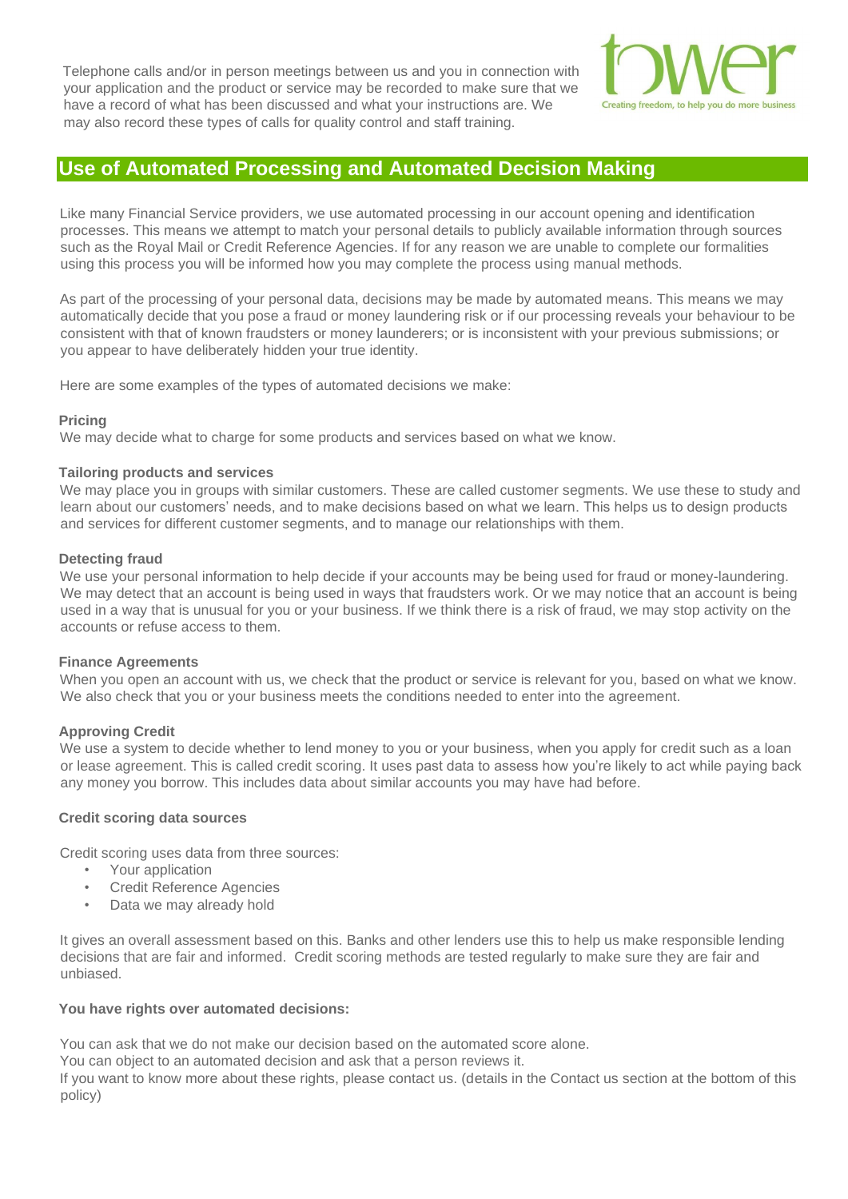Telephone calls and/or in person meetings between us and you in connection with your application and the product or service may be recorded to make sure that we have a record of what has been discussed and what your instructions are. We may also record these types of calls for quality control and staff training.

## Use of Automated Processing and Automated Decision Making

Like many Financial Service providers, we use automated processing in our account opening and identification processes. This means we attempt to match your personal details to publicly available information through sources such as the Royal Mail or Credit Reference Agencies. If for any reason we are unable to complete our formalities using this process you will be informed how you may complete the process using manual methods.

As part of the processing of your personal data, decisions may be made by automated means. This means we may automatically decide that you pose a fraud or money laundering risk or if our processing reveals your behaviour to be consistent with that of known fraudsters or money launderers; or is inconsistent with your previous submissions; or you appear to have deliberately hidden your true identity.

Here are some examples of the types of automated decisions we make:

**Pricing**
We may decide what to charge for some products and services based on what we know.

**Tailoring products and services**
We may place you in groups with similar customers. These are called customer segments. We use these to study and learn about our customers' needs, and to make decisions based on what we learn. This helps us to design products and services for different customer segments, and to manage our relationships with them.

**Detecting fraud**
We use your personal information to help decide if your accounts may be being used for fraud or money-laundering. We may detect that an account is being used in ways that fraudsters work. Or we may notice that an account is being used in a way that is unusual for you or your business. If we think there is a risk of fraud, we may stop activity on the accounts or refuse access to them.

**Finance Agreements**
When you open an account with us, we check that the product or service is relevant for you, based on what we know. We also check that you or your business meets the conditions needed to enter into the agreement.

**Approving Credit**
We use a system to decide whether to lend money to you or your business, when you apply for credit such as a loan or lease agreement. This is called credit scoring. It uses past data to assess how you're likely to act while paying back any money you borrow. This includes data about similar accounts you may have had before.

**Credit scoring data sources**

Credit scoring uses data from three sources:

- Your application
- Credit Reference Agencies
- Data we may already hold

It gives an overall assessment based on this. Banks and other lenders use this to help us make responsible lending decisions that are fair and informed. Credit scoring methods are tested regularly to make sure they are fair and unbiased.

**You have rights over automated decisions:**

You can ask that we do not make our decision based on the automated score alone.
You can object to an automated decision and ask that a person reviews it.
If you want to know more about these rights, please contact us. (details in the Contact us section at the bottom of this policy)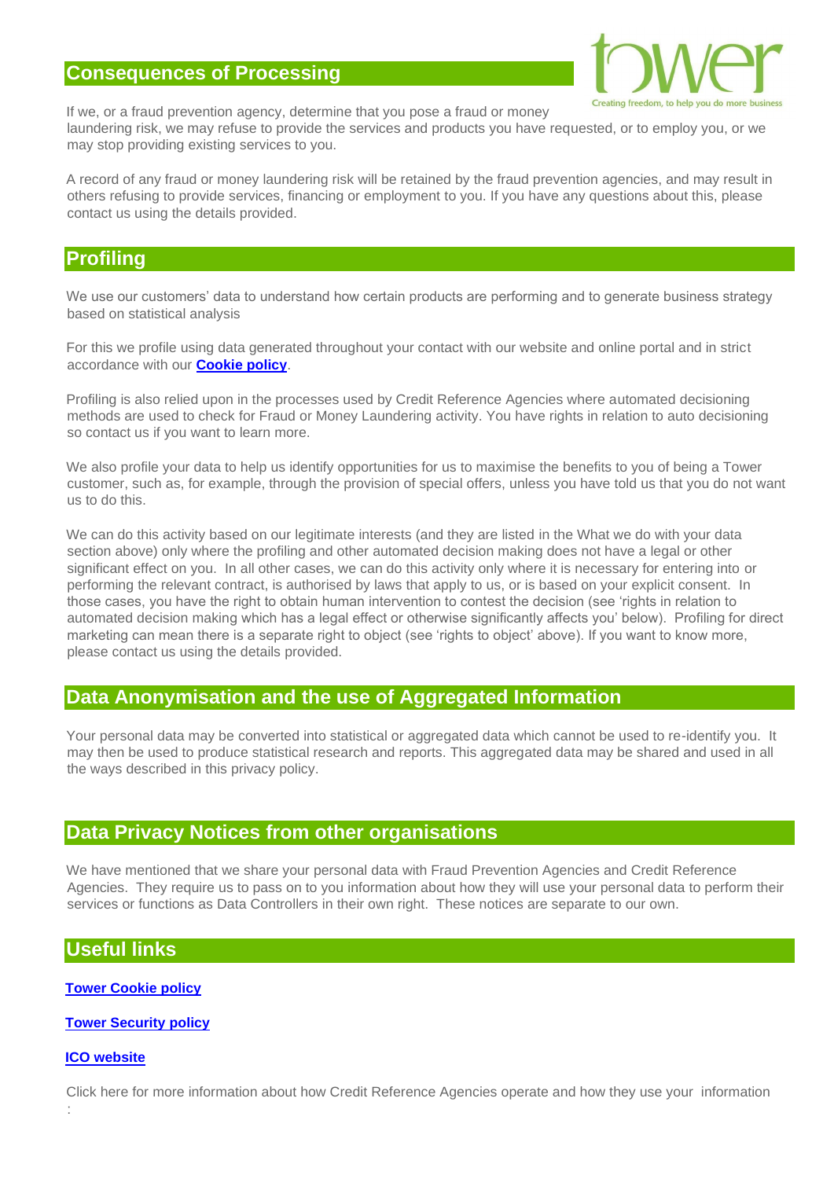## Consequences of Processing

If we, or a fraud prevention agency, determine that you pose a fraud or money laundering risk, we may refuse to provide the services and products you have requested, or to employ you, or we may stop providing existing services to you.

A record of any fraud or money laundering risk will be retained by the fraud prevention agencies, and may result in others refusing to provide services, financing or employment to you. If you have any questions about this, please contact us using the details provided.

## Profiling

We use our customers' data to understand how certain products are performing and to generate business strategy based on statistical analysis

For this we profile using data generated throughout your contact with our website and online portal and in strict accordance with our **Cookie policy**.

Profiling is also relied upon in the processes used by Credit Reference Agencies where automated decisioning methods are used to check for Fraud or Money Laundering activity. You have rights in relation to auto decisioning so contact us if you want to learn more.

We also profile your data to help us identify opportunities for us to maximise the benefits to you of being a Tower customer, such as, for example, through the provision of special offers, unless you have told us that you do not want us to do this.

We can do this activity based on our legitimate interests (and they are listed in the What we do with your data section above) only where the profiling and other automated decision making does not have a legal or other significant effect on you. In all other cases, we can do this activity only where it is necessary for entering into or performing the relevant contract, is authorised by laws that apply to us, or is based on your explicit consent. In those cases, you have the right to obtain human intervention to contest the decision (see 'rights in relation to automated decision making which has a legal effect or otherwise significantly affects you' below). Profiling for direct marketing can mean there is a separate right to object (see 'rights to object' above). If you want to know more, please contact us using the details provided.

## Data Anonymisation and the use of Aggregated Information

Your personal data may be converted into statistical or aggregated data which cannot be used to re-identify you. It may then be used to produce statistical research and reports. This aggregated data may be shared and used in all the ways described in this privacy policy.

## Data Privacy Notices from other organisations

We have mentioned that we share your personal data with Fraud Prevention Agencies and Credit Reference Agencies. They require us to pass on to you information about how they will use your personal data to perform their services or functions as Data Controllers in their own right. These notices are separate to our own.

## Useful links

**Tower Cookie policy**

**Tower Security policy**

**ICO website**

Click here for more information about how Credit Reference Agencies operate and how they use your information :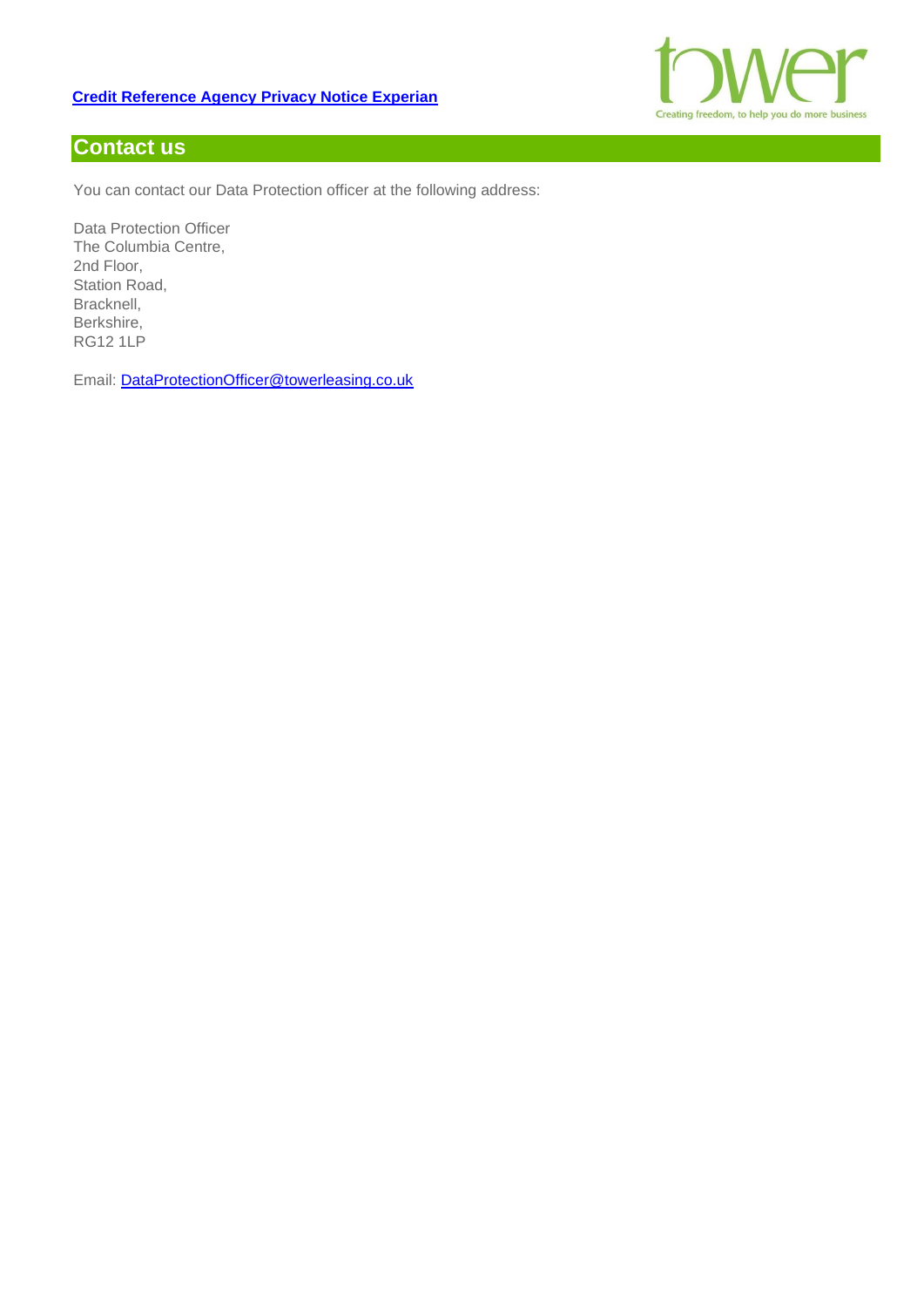**[Credit Reference Agency Privacy Notice Experian]**

## Contact us

You can contact our Data Protection officer at the following address:

Data Protection Officer
The Columbia Centre,
2nd Floor,
Station Road,
Bracknell,
Berkshire,
RG12 1LP

Email: DataProtectionOfficer@towerleasing.co.uk